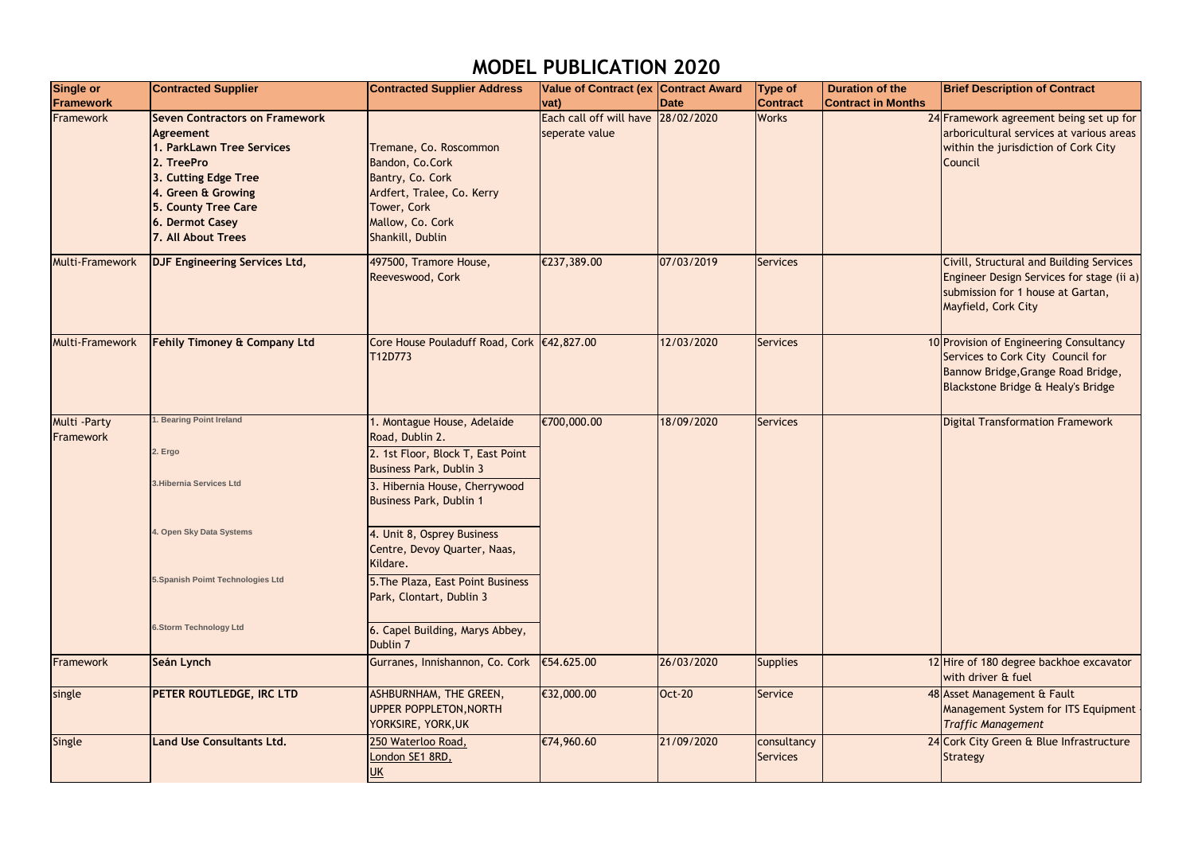# MODEL PUBLICATION 2020

| Single or Framework | Contracted Supplier | Contracted Supplier Address | Value of Contract (ex vat) | Contract Award Date | Type of Contract | Duration of the Contract in Months | Brief Description of Contract |
|---|---|---|---|---|---|---|---|
| Framework | **Seven Contractors on Framework Agreement**<br>**1. ParkLawn Tree Services**<br>**2. TreePro**<br>**3. Cutting Edge Tree**<br>**4. Green & Growing**<br>**5. County Tree Care**<br>**6. Dermot Casey**<br>**7. All About Trees** | Tremane, Co. Roscommon<br>Bandon, Co.Cork<br>Bantry, Co. Cork<br>Ardfert, Tralee, Co. Kerry<br>Tower, Cork<br>Mallow, Co. Cork<br>Shankill, Dublin | Each call off will have seperate value | 28/02/2020 | Works | 24 | Framework agreement being set up for arboricultural services at various areas within the jurisdiction of Cork City Council |
| Multi-Framework | **DJF Engineering Services Ltd,** | 497500, Tramore House, Reeveswood, Cork | €237,389.00 | 07/03/2019 | Services | | Civill, Structural and Building Services Engineer Design Services for stage (ii a) submission for 1 house at Gartan, Mayfield, Cork City |
| Multi-Framework | **Fehily Timoney & Company Ltd** | Core House Pouladuff Road, Cork T12D773 | €42,827.00 | 12/03/2020 | Services | 10 | Provision of Engineering Consultancy Services to Cork City Council for Bannow Bridge,Grange Road Bridge, Blackstone Bridge & Healy's Bridge |
| Multi -Party Framework | 1. Bearing Point Ireland<br>2. Ergo<br>3.Hibernia Services Ltd<br>4. Open Sky Data Systems<br>5.Spanish Poimt Technologies Ltd<br>6.Storm Technology Ltd | 1. Montague House, Adelaide Road, Dublin 2.<br>2. 1st Floor, Block T, East Point Business Park, Dublin 3<br>3. Hibernia House, Cherrywood Business Park, Dublin 1<br>4. Unit 8, Osprey Business Centre, Devoy Quarter, Naas, Kildare.<br>5.The Plaza, East Point Business Park, Clontart, Dublin 3<br>6. Capel Building, Marys Abbey, Dublin 7 | €700,000.00 | 18/09/2020 | Services | | Digital Transformation Framework |
| Framework | **Seán Lynch** | Gurranes, Innishannon, Co. Cork | €54.625.00 | 26/03/2020 | Supplies | 12 | Hire of 180 degree backhoe excavator with driver & fuel |
| single | **PETER ROUTLEDGE, IRC LTD** | ASHBURNHAM, THE GREEN, UPPER POPPLETON,NORTH YORKSIRE, YORK,UK | €32,000.00 | Oct-20 | Service | 48 | Asset Management & Fault Management System for ITS Equipment - *Traffic Management* |
| Single | **Land Use Consultants Ltd.** | 250 Waterloo Road, London SE1 8RD, UK | €74,960.60 | 21/09/2020 | consultancy Services | 24 | Cork City Green & Blue Infrastructure Strategy |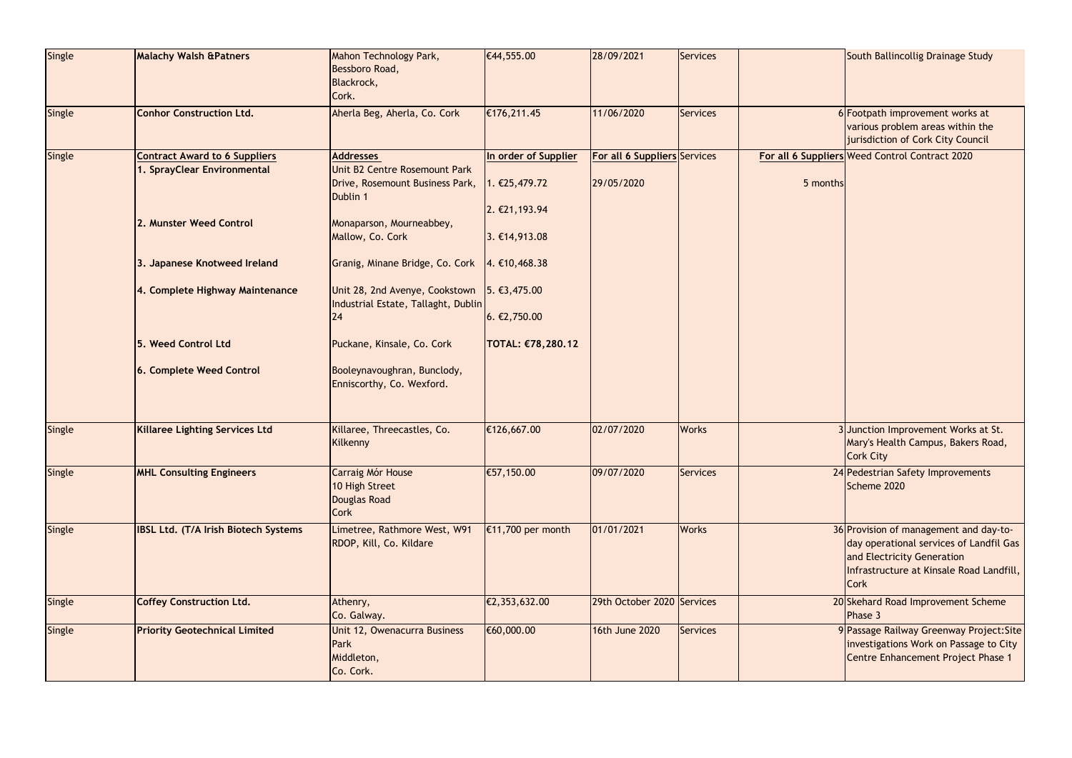| | | | | | | | |
|---|---|---|---|---|---|---|---|
| Single | **Malachy Walsh &Patners** | Mahon Technology Park, Bessboro Road, Blackrock, Cork. | €44,555.00 | 28/09/2021 | Services | | South Ballincollig Drainage Study |
| Single | **Conhor Construction Ltd.** | Aherla Beg, Aherla, Co. Cork | €176,211.45 | 11/06/2020 | Services | 6 | Footpath improvement works at various problem areas within the jurisdiction of Cork City Council |
| Single | **Contract Award to 6 Suppliers** <br> **1. SprayClear Environmental** <br><br> **2. Munster Weed Control** <br><br> **3. Japanese Knotweed Ireland** <br><br> **4. Complete Highway Maintenance** <br><br> **5. Weed Control Ltd** <br><br> **6. Complete Weed Control** | **Addresses** <br> Unit B2 Centre Rosemount Park Drive, Rosemount Business Park, Dublin 1 <br><br> Monaparson, Mourneabbey, Mallow, Co. Cork <br><br> Granig, Minane Bridge, Co. Cork <br><br> Unit 28, 2nd Avenye, Cookstown Industrial Estate, Tallaght, Dublin 24 <br><br> Puckane, Kinsale, Co. Cork <br><br> Booleynavoughran, Bunclody, Enniscorthy, Co. Wexford. | **In order of Supplier** <br> 1. €25,479.72 <br> 2. €21,193.94 <br> 3. €14,913.08 <br> 4. €10,468.38 <br> 5. €3,475.00 <br> 6. €2,750.00 <br> **TOTAL: €78,280.12** | **For all 6 Suppliers** <br> 29/05/2020 | Services | **For all 6 Suppliers** <br> 5 months | Weed Control Contract 2020 |
| Single | **Killaree Lighting Services Ltd** | Killaree, Threecastles, Co. Kilkenny | €126,667.00 | 02/07/2020 | Works | 3 | Junction Improvement Works at St. Mary's Health Campus, Bakers Road, Cork City |
| Single | **MHL Consulting Engineers** | Carraig Mór House 10 High Street Douglas Road Cork | €57,150.00 | 09/07/2020 | Services | 24 | Pedestrian Safety Improvements Scheme 2020 |
| Single | **IBSL Ltd. (T/A Irish Biotech Systems** | Limetree, Rathmore West, W91 RDOP, Kill, Co. Kildare | €11,700 per month | 01/01/2021 | Works | 36 | Provision of management and day-to-day operational services of Landfil Gas and Electricity Generation Infrastructure at Kinsale Road Landfill, Cork |
| Single | **Coffey Construction Ltd.** | Athenry, Co. Galway. | €2,353,632.00 | 29th October 2020 | Services | 20 | Skehard Road Improvement Scheme Phase 3 |
| Single | **Priority Geotechnical Limited** | Unit 12, Owenacurra Business Park Middleton, Co. Cork. | €60,000.00 | 16th June 2020 | Services | 9 | Passage Railway Greenway Project:Site investigations Work on Passage to City Centre Enhancement Project Phase 1 |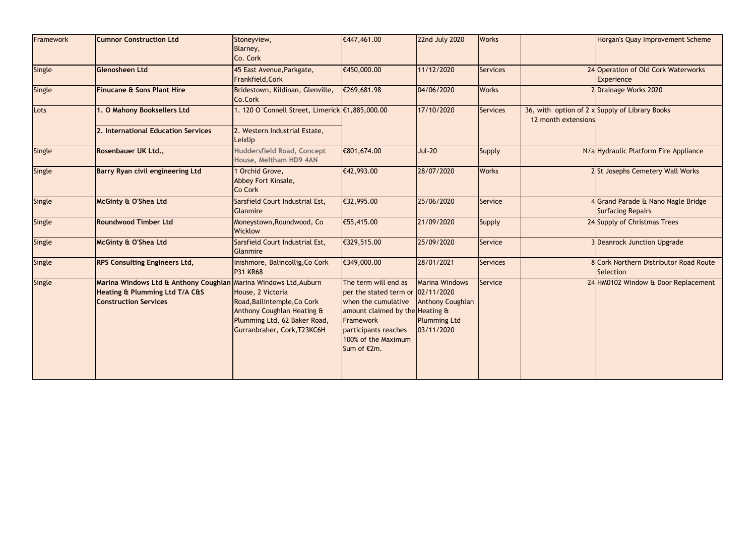| | | | | | | | |
|---|---|---|---|---|---|---|---|
| Framework | **Cumnor Construction Ltd** | Stoneyview, Blarney, Co. Cork | €447,461.00 | 22nd July 2020 | Works | | Horgan's Quay Improvement Scheme |
| Single | **Glenosheen Ltd** | 45 East Avenue,Parkgate, Frankfield,Cork | €450,000.00 | 11/12/2020 | Services | 24 | Operation of Old Cork Waterworks Experience |
| Single | **Finucane & Sons Plant Hire** | Bridestown, Kildinan, Glenville, Co.Cork | €269,681.98 | 04/06/2020 | Works | 2 | Drainage Works 2020 |
| Lots | **1. O Mahony Booksellers Ltd**<br>**2. International Education Services** | 1. 120 O 'Connell Street, Limerick<br>2. Western Industrial Estate, Leixlip | €1,885,000.00 | 17/10/2020 | Services | 36, with option of 2 x 12 month extensions | Supply of Library Books |
| Single | **Rosenbauer UK Ltd.,** | **Huddersfield Road, Concept House, Meltham HD9 4AN** | €801,674.00 | Jul-20 | Supply | N/a | Hydraulic Platform Fire Appliance |
| Single | **Barry Ryan civil engineering Ltd** | 1 Orchid Grove, Abbey Fort Kinsale, Co Cork | €42,993.00 | 28/07/2020 | Works | 2 | St Josephs Cemetery Wall Works |
| Single | **McGinty & O'Shea Ltd** | Sarsfield Court Industrial Est, Glanmire | €32,995.00 | 25/06/2020 | Service | 4 | Grand Parade & Nano Nagle Bridge Surfacing Repairs |
| Single | **Roundwood Timber Ltd** | Moneystown,Roundwood, Co Wicklow | €55,415.00 | 21/09/2020 | Supply | 24 | Supply of Christmas Trees |
| Single | **McGinty & O'Shea Ltd** | Sarsfield Court Industrial Est, Glanmire | €329,515.00 | 25/09/2020 | Service | 3 | Deanrock Junction Upgrade |
| Single | **RPS Consulting Engineers Ltd,** | Inishmore, Balincollig,Co Cork P31 KR68 | €349,000.00 | 28/01/2021 | Services | 8 | Cork Northern Distributor Road Route Selection |
| Single | **Marina Windows Ltd & Anthony Coughlan Heating & Plumming Ltd T/A C&S Construction Services** | Marina Windows Ltd,Auburn House, 2 Victoria Road,Ballintemple,Co Cork Anthony Coughlan Heating & Plumming Ltd, 62 Baker Road, Gurranbraher, Cork,T23KC6H | The term will end as per the stated term or when the cumulative amount claimed by the Framework participants reaches 100% of the Maximum Sum of €2m. | Marina Windows 02/11/2020 Anthony Coughlan Heating & Plumming Ltd 03/11/2020 | Service | 24 | HM0102 Window & Door Replacement |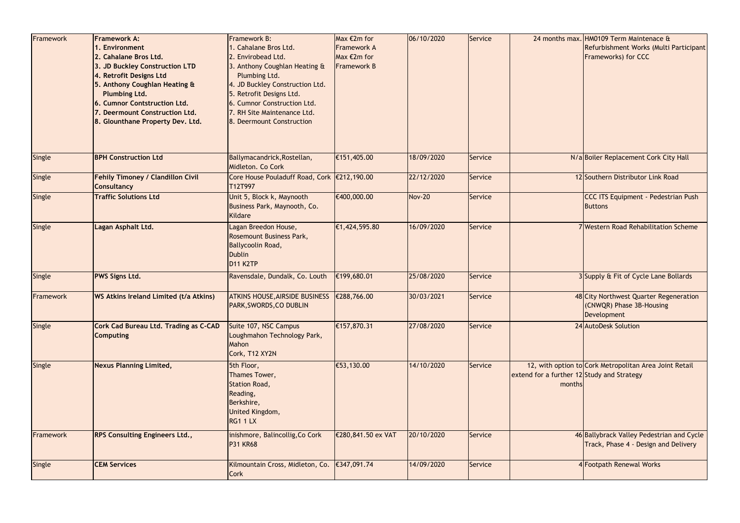| | | | | | | | |
|---|---|---|---|---|---|---|---|
| Framework | **Framework A:**<br>**1. Environment**<br>**2. Cahalane Bros Ltd.**<br>**3. JD Buckley Construction LTD**<br>**4. Retrofit Designs Ltd**<br>**5. Anthony Coughlan Heating & Plumbing Ltd.**<br>**6. Cumnor Contstruction Ltd.**<br>**7. Deermount Construction Ltd.**<br>**8. Glounthane Property Dev. Ltd.** | Framework B:<br>1. Cahalane Bros Ltd.<br>2. Envirobead Ltd.<br>3. Anthony Coughlan Heating & Plumbing Ltd.<br>4. JD Buckley Construction Ltd.<br>5. Retrofit Designs Ltd.<br>6. Cumnor Construction Ltd.<br>7. RH Site Maintenance Ltd.<br>8. Deermount Construction | Max €2m for Framework A<br>Max €2m for Framework B | 06/10/2020 | Service | 24 months max. | HM0109 Term Maintenace & Refurbishment Works (Multi Participant Frameworks) for CCC |
| Single | **BPH Construction Ltd** | Ballymacandrick,Rostellan, Midleton. Co Cork | €151,405.00 | 18/09/2020 | Service | N/a | Boiler Replacement Cork City Hall |
| Single | **Fehily Timoney / Clandillon Civil Consultancy** | Core House Pouladuff Road, Cork T12T997 | €212,190.00 | 22/12/2020 | Service | 12 | Southern Distributor Link Road |
| Single | **Traffic Solutions Ltd** | Unit 5, Block k, Maynooth Business Park, Maynooth, Co. Kildare | €400,000.00 | Nov-20 | Service | | CCC ITS Equipment - Pedestrian Push Buttons |
| Single | **Lagan Asphalt Ltd.** | Lagan Breedon House, Rosemount Business Park, Ballycoolin Road, Dublin D11 K2TP | €1,424,595.80 | 16/09/2020 | Service | 7 | Western Road Rehabilitation Scheme |
| Single | **PWS Signs Ltd.** | Ravensdale, Dundalk, Co. Louth | €199,680.01 | 25/08/2020 | Service | 3 | Supply & Fit of Cycle Lane Bollards |
| Framework | **WS Atkins Ireland Limited (t/a Atkins)** | ATKINS HOUSE,AIRSIDE BUSINESS PARK,SWORDS,CO DUBLIN | €288,766.00 | 30/03/2021 | Service | 48 | City Northwest Quarter Regeneration (CNWQR) Phase 3B-Housing Development |
| Single | **Cork Cad Bureau Ltd. Trading as C-CAD Computing** | Suite 107, NSC Campus Loughmahon Technology Park, Mahon Cork, T12 XY2N | €157,870.31 | 27/08/2020 | Service | 24 | AutoDesk Solution |
| Single | **Nexus Planning Limited,** | 5th Floor, Thames Tower, Station Road, Reading, Berkshire, United Kingdom, RG1 1 LX | €53,130.00 | 14/10/2020 | Service | 12, with option to extend for a further 12 months | Cork Metropolitan Area Joint Retail Study and Strategy |
| Framework | **RPS Consulting Engineers Ltd.,** | inishmore, Balincollig,Co Cork P31 KR68 | €280,841.50 ex VAT | 20/10/2020 | Service | 46 | Ballybrack Valley Pedestrian and Cycle Track, Phase 4 - Design and Delivery |
| Single | **CEM Services** | Kilmountain Cross, Midleton, Co. Cork | €347,091.74 | 14/09/2020 | Service | 4 | Footpath Renewal Works |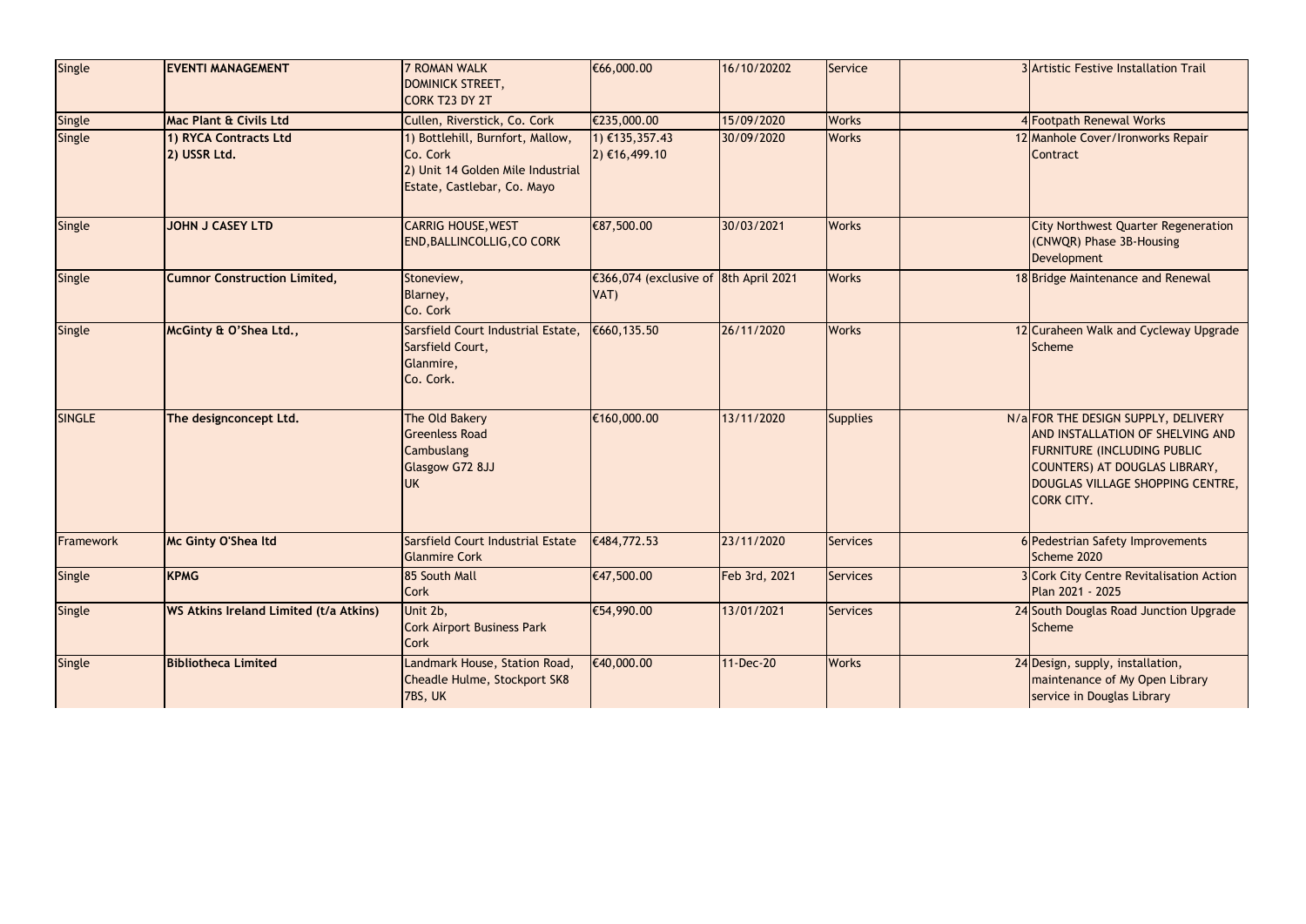| | | | | | | | | |
|---|---|---|---|---|---|---|---|---|
| Single | **EVENTI MANAGEMENT** | 7 ROMAN WALK DOMINICK STREET, CORK T23 DY 2T | €66,000.00 | 16/10/20202 | Service | | 3 | Artistic Festive Installation Trail |
| Single | **Mac Plant & Civils Ltd** | Cullen, Riverstick, Co. Cork | €235,000.00 | 15/09/2020 | Works | | 4 | Footpath Renewal Works |
| Single | **1) RYCA Contracts Ltd 2) USSR Ltd.** | 1) Bottlehill, Burnfort, Mallow, Co. Cork 2) Unit 14 Golden Mile Industrial Estate, Castlebar, Co. Mayo | 1) €135,357.43 2) €16,499.10 | 30/09/2020 | Works | | 12 | Manhole Cover/Ironworks Repair Contract |
| Single | **JOHN J CASEY LTD** | CARRIG HOUSE,WEST END,BALLINCOLLIG,CO CORK | €87,500.00 | 30/03/2021 | Works | | | City Northwest Quarter Regeneration (CNWQR) Phase 3B-Housing Development |
| Single | **Cumnor Construction Limited,** | Stoneview, Blarney, Co. Cork | €366,074 (exclusive of VAT) | 8th April 2021 | Works | | 18 | Bridge Maintenance and Renewal |
| Single | **McGinty & O'Shea Ltd.,** | Sarsfield Court Industrial Estate, Sarsfield Court, Glanmire, Co. Cork. | €660,135.50 | 26/11/2020 | Works | | 12 | Curaheen Walk and Cycleway Upgrade Scheme |
| SINGLE | **The designconcept Ltd.** | The Old Bakery Greenless Road Cambuslang Glasgow G72 8JJ UK | €160,000.00 | 13/11/2020 | Supplies | | N/a | FOR THE DESIGN SUPPLY, DELIVERY AND INSTALLATION OF SHELVING AND FURNITURE (INCLUDING PUBLIC COUNTERS) AT DOUGLAS LIBRARY, DOUGLAS VILLAGE SHOPPING CENTRE, CORK CITY. |
| Framework | **Mc Ginty O'Shea ltd** | Sarsfield Court Industrial Estate Glanmire Cork | €484,772.53 | 23/11/2020 | Services | | 6 | Pedestrian Safety Improvements Scheme 2020 |
| Single | **KPMG** | 85 South Mall Cork | €47,500.00 | Feb 3rd, 2021 | Services | | 3 | Cork City Centre Revitalisation Action Plan 2021 - 2025 |
| Single | **WS Atkins Ireland Limited (t/a Atkins)** | Unit 2b, Cork Airport Business Park Cork | €54,990.00 | 13/01/2021 | Services | | 24 | South Douglas Road Junction Upgrade Scheme |
| Single | **Bibliotheca Limited** | Landmark House, Station Road, Cheadle Hulme, Stockport SK8 7BS, UK | €40,000.00 | 11-Dec-20 | Works | | 24 | Design, supply, installation, maintenance of My Open Library service in Douglas Library |